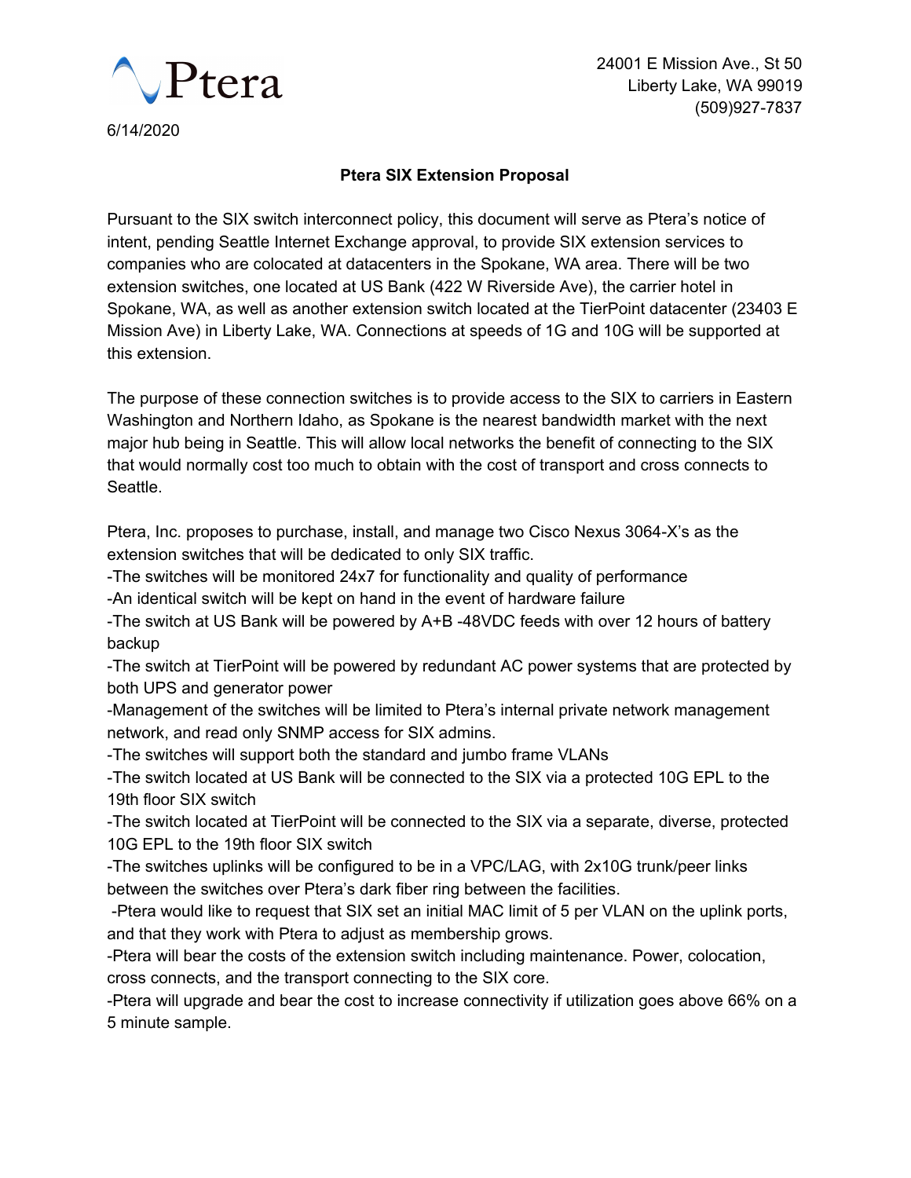Ptera

24001 E Mission Ave., St 50
Liberty Lake, WA 99019
(509)927-7837

6/14/2020

**Ptera SIX Extension Proposal**

Pursuant to the SIX switch interconnect policy, this document will serve as Ptera's notice of intent, pending Seattle Internet Exchange approval, to provide SIX extension services to companies who are colocated at datacenters in the Spokane, WA area. There will be two extension switches, one located at US Bank (422 W Riverside Ave), the carrier hotel in Spokane, WA, as well as another extension switch located at the TierPoint datacenter (23403 E Mission Ave) in Liberty Lake, WA. Connections at speeds of 1G and 10G will be supported at this extension.

The purpose of these connection switches is to provide access to the SIX to carriers in Eastern Washington and Northern Idaho, as Spokane is the nearest bandwidth market with the next major hub being in Seattle. This will allow local networks the benefit of connecting to the SIX that would normally cost too much to obtain with the cost of transport and cross connects to Seattle.

Ptera, Inc. proposes to purchase, install, and manage two Cisco Nexus 3064-X's as the extension switches that will be dedicated to only SIX traffic.

- The switches will be monitored 24x7 for functionality and quality of performance
- An identical switch will be kept on hand in the event of hardware failure
- The switch at US Bank will be powered by A+B -48VDC feeds with over 12 hours of battery backup
- The switch at TierPoint will be powered by redundant AC power systems that are protected by both UPS and generator power
- Management of the switches will be limited to Ptera's internal private network management network, and read only SNMP access for SIX admins.
- The switches will support both the standard and jumbo frame VLANs
- The switch located at US Bank will be connected to the SIX via a protected 10G EPL to the 19th floor SIX switch
- The switch located at TierPoint will be connected to the SIX via a separate, diverse, protected 10G EPL to the 19th floor SIX switch
- The switches uplinks will be configured to be in a VPC/LAG, with 2x10G trunk/peer links between the switches over Ptera's dark fiber ring between the facilities.
- Ptera would like to request that SIX set an initial MAC limit of 5 per VLAN on the uplink ports, and that they work with Ptera to adjust as membership grows.
- Ptera will bear the costs of the extension switch including maintenance. Power, colocation, cross connects, and the transport connecting to the SIX core.
- Ptera will upgrade and bear the cost to increase connectivity if utilization goes above 66% on a 5 minute sample.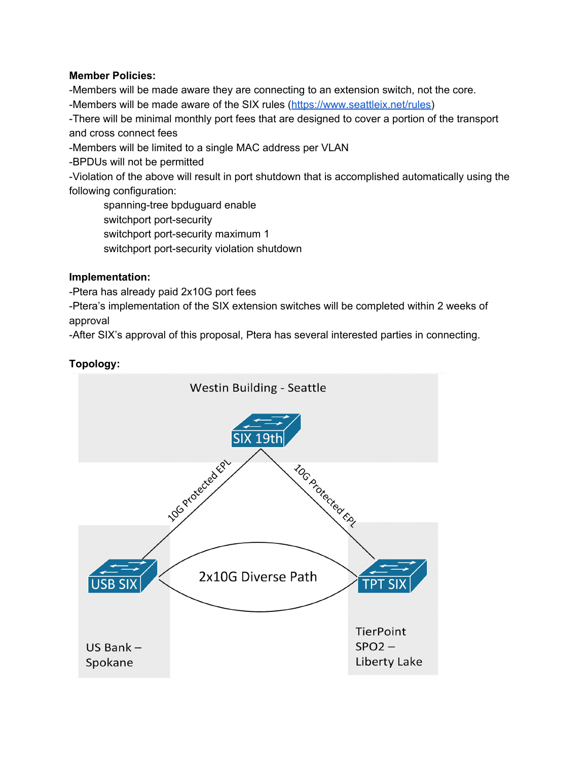**Member Policies:**

-Members will be made aware they are connecting to an extension switch, not the core.
-Members will be made aware of the SIX rules (https://www.seattleix.net/rules)
-There will be minimal monthly port fees that are designed to cover a portion of the transport and cross connect fees
-Members will be limited to a single MAC address per VLAN
-BPDUs will not be permitted
-Violation of the above will result in port shutdown that is accomplished automatically using the following configuration:

```
spanning-tree bpduguard enable
switchport port-security
switchport port-security maximum 1
switchport port-security violation shutdown
```

**Implementation:**

-Ptera has already paid 2x10G port fees
-Ptera's implementation of the SIX extension switches will be completed within 2 weeks of approval
-After SIX's approval of this proposal, Ptera has several interested parties in connecting.

**Topology:**

Westin Building - Seattle

SIX 19th

10G Protected EPL

10G Protected EPL

USB SIX

2x10G Diverse Path

TPT SIX

US Bank – Spokane

TierPoint SPO2 – Liberty Lake